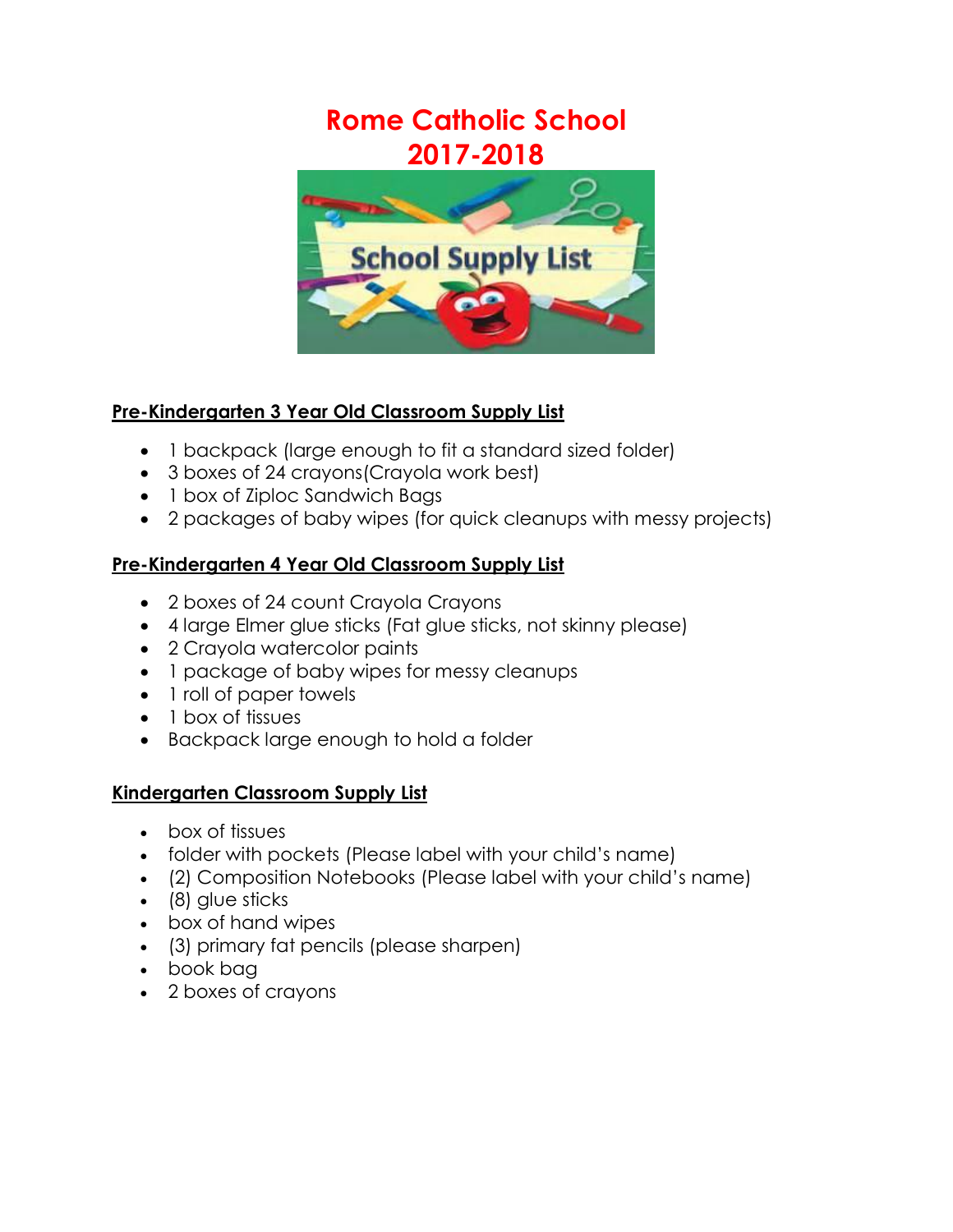# Rome Catholic School
# 2017-2018

School Supply List

## Pre-Kindergarten 3 Year Old Classroom Supply List

- 1 backpack (large enough to fit a standard sized folder)
- 3 boxes of 24 crayons(Crayola work best)
- 1 box of Ziploc Sandwich Bags
- 2 packages of baby wipes (for quick cleanups with messy projects)

## Pre-Kindergarten 4 Year Old Classroom Supply List

- 2 boxes of 24 count Crayola Crayons
- 4 large Elmer glue sticks (Fat glue sticks, not skinny please)
- 2 Crayola watercolor paints
- 1 package of baby wipes for messy cleanups
- 1 roll of paper towels
- 1 box of tissues
- Backpack large enough to hold a folder

## Kindergarten Classroom Supply List

- box of tissues
- folder with pockets (Please label with your child's name)
- (2) Composition Notebooks (Please label with your child's name)
- (8) glue sticks
- box of hand wipes
- (3) primary fat pencils (please sharpen)
- book bag
- 2 boxes of crayons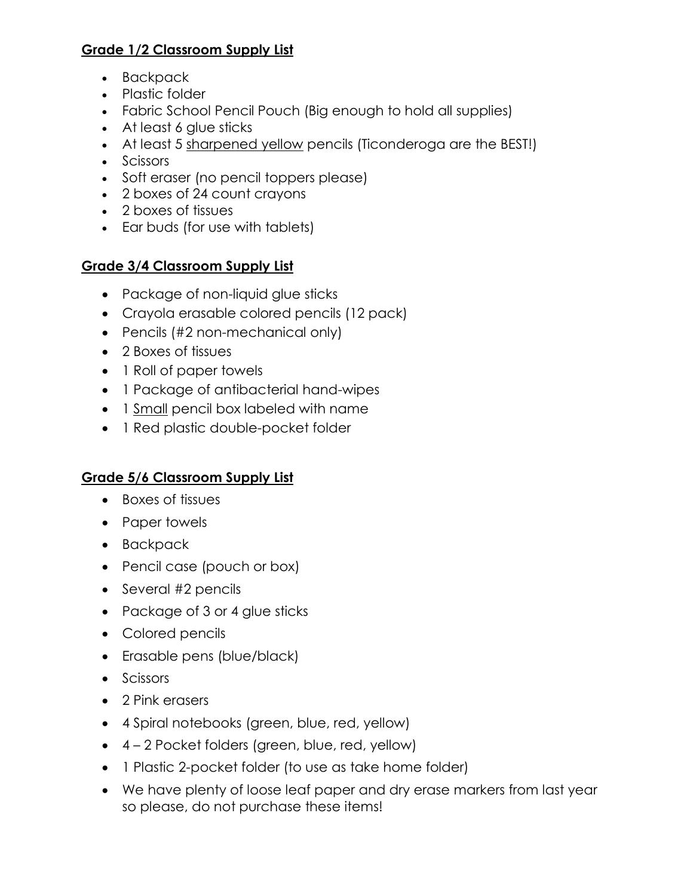**Grade 1/2 Classroom Supply List**

- Backpack
- Plastic folder
- Fabric School Pencil Pouch (Big enough to hold all supplies)
- At least 6 glue sticks
- At least 5 sharpened yellow pencils (Ticonderoga are the BEST!)
- Scissors
- Soft eraser (no pencil toppers please)
- 2 boxes of 24 count crayons
- 2 boxes of tissues
- Ear buds (for use with tablets)

**Grade 3/4 Classroom Supply List**

- Package of non-liquid glue sticks
- Crayola erasable colored pencils (12 pack)
- Pencils (#2 non-mechanical only)
- 2 Boxes of tissues
- 1 Roll of paper towels
- 1 Package of antibacterial hand-wipes
- 1 Small pencil box labeled with name
- 1 Red plastic double-pocket folder

**Grade 5/6 Classroom Supply List**

- Boxes of tissues
- Paper towels
- Backpack
- Pencil case (pouch or box)
- Several #2 pencils
- Package of 3 or 4 glue sticks
- Colored pencils
- Erasable pens (blue/black)
- Scissors
- 2 Pink erasers
- 4 Spiral notebooks (green, blue, red, yellow)
- 4 – 2 Pocket folders (green, blue, red, yellow)
- 1 Plastic 2-pocket folder (to use as take home folder)
- We have plenty of loose leaf paper and dry erase markers from last year so please, do not purchase these items!